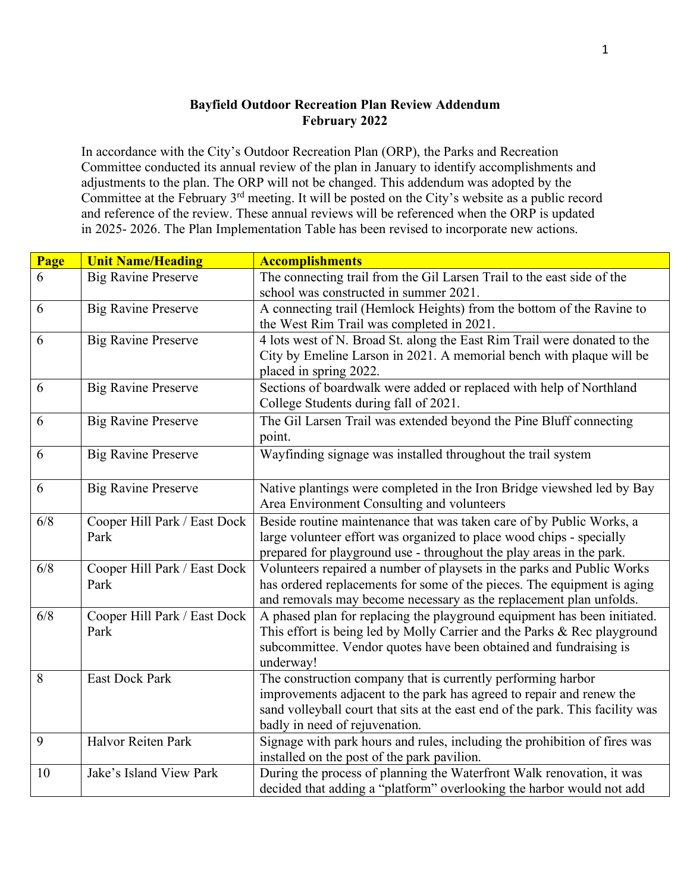**Bayfield Outdoor Recreation Plan Review Addendum**
**February 2022**

In accordance with the City's Outdoor Recreation Plan (ORP), the Parks and Recreation Committee conducted its annual review of the plan in January to identify accomplishments and adjustments to the plan. The ORP will not be changed. This addendum was adopted by the Committee at the February 3rd meeting. It will be posted on the City's website as a public record and reference of the review. These annual reviews will be referenced when the ORP is updated in 2025- 2026. The Plan Implementation Table has been revised to incorporate new actions.

| Page | Unit Name/Heading | Accomplishments |
|---|---|---|
| 6 | Big Ravine Preserve | The connecting trail from the Gil Larsen Trail to the east side of the school was constructed in summer 2021. |
| 6 | Big Ravine Preserve | A connecting trail (Hemlock Heights) from the bottom of the Ravine to the West Rim Trail was completed in 2021. |
| 6 | Big Ravine Preserve | 4 lots west of N. Broad St. along the East Rim Trail were donated to the City by Emeline Larson in 2021. A memorial bench with plaque will be placed in spring 2022. |
| 6 | Big Ravine Preserve | Sections of boardwalk were added or replaced with help of Northland College Students during fall of 2021. |
| 6 | Big Ravine Preserve | The Gil Larsen Trail was extended beyond the Pine Bluff connecting point. |
| 6 | Big Ravine Preserve | Wayfinding signage was installed throughout the trail system |
| 6 | Big Ravine Preserve | Native plantings were completed in the Iron Bridge viewshed led by Bay Area Environment Consulting and volunteers |
| 6/8 | Cooper Hill Park / East Dock Park | Beside routine maintenance that was taken care of by Public Works, a large volunteer effort was organized to place wood chips - specially prepared for playground use - throughout the play areas in the park. |
| 6/8 | Cooper Hill Park / East Dock Park | Volunteers repaired a number of playsets in the parks and Public Works has ordered replacements for some of the pieces. The equipment is aging and removals may become necessary as the replacement plan unfolds. |
| 6/8 | Cooper Hill Park / East Dock Park | A phased plan for replacing the playground equipment has been initiated. This effort is being led by Molly Carrier and the Parks & Rec playground subcommittee. Vendor quotes have been obtained and fundraising is underway! |
| 8 | East Dock Park | The construction company that is currently performing harbor improvements adjacent to the park has agreed to repair and renew the sand volleyball court that sits at the east end of the park. This facility was badly in need of rejuvenation. |
| 9 | Halvor Reiten Park | Signage with park hours and rules, including the prohibition of fires was installed on the post of the park pavilion. |
| 10 | Jake's Island View Park | During the process of planning the Waterfront Walk renovation, it was decided that adding a "platform" overlooking the harbor would not add |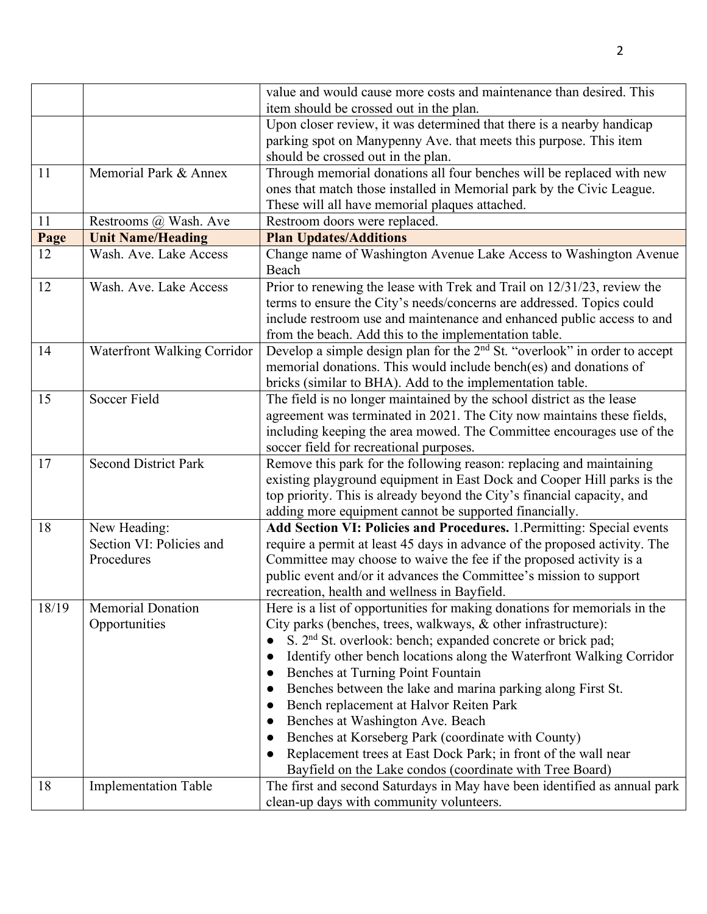| | | |
|---|---|---|
| | | value and would cause more costs and maintenance than desired. This item should be crossed out in the plan. |
| | | Upon closer review, it was determined that there is a nearby handicap parking spot on Manypenny Ave. that meets this purpose. This item should be crossed out in the plan. |
| 11 | Memorial Park & Annex | Through memorial donations all four benches will be replaced with new ones that match those installed in Memorial park by the Civic League. These will all have memorial plaques attached. |
| 11 | Restrooms @ Wash. Ave | Restroom doors were replaced. |
| **Page** | **Unit Name/Heading** | **Plan Updates/Additions** |
| 12 | Wash. Ave. Lake Access | Change name of Washington Avenue Lake Access to Washington Avenue Beach |
| 12 | Wash. Ave. Lake Access | Prior to renewing the lease with Trek and Trail on 12/31/23, review the terms to ensure the City's needs/concerns are addressed. Topics could include restroom use and maintenance and enhanced public access to and from the beach. Add this to the implementation table. |
| 14 | Waterfront Walking Corridor | Develop a simple design plan for the 2nd St. "overlook" in order to accept memorial donations. This would include bench(es) and donations of bricks (similar to BHA). Add to the implementation table. |
| 15 | Soccer Field | The field is no longer maintained by the school district as the lease agreement was terminated in 2021. The City now maintains these fields, including keeping the area mowed. The Committee encourages use of the soccer field for recreational purposes. |
| 17 | Second District Park | Remove this park for the following reason: replacing and maintaining existing playground equipment in East Dock and Cooper Hill parks is the top priority. This is already beyond the City's financial capacity, and adding more equipment cannot be supported financially. |
| 18 | New Heading: Section VI: Policies and Procedures | **Add Section VI: Policies and Procedures.** 1.Permitting: Special events require a permit at least 45 days in advance of the proposed activity. The Committee may choose to waive the fee if the proposed activity is a public event and/or it advances the Committee's mission to support recreation, health and wellness in Bayfield. |
| 18/19 | Memorial Donation Opportunities | Here is a list of opportunities for making donations for memorials in the City parks (benches, trees, walkways, & other infrastructure):<br>● S. 2nd St. overlook: bench; expanded concrete or brick pad;<br>● Identify other bench locations along the Waterfront Walking Corridor<br>● Benches at Turning Point Fountain<br>● Benches between the lake and marina parking along First St.<br>● Bench replacement at Halvor Reiten Park<br>● Benches at Washington Ave. Beach<br>● Benches at Korseberg Park (coordinate with County)<br>● Replacement trees at East Dock Park; in front of the wall near Bayfield on the Lake condos (coordinate with Tree Board) |
| 18 | Implementation Table | The first and second Saturdays in May have been identified as annual park clean-up days with community volunteers. |